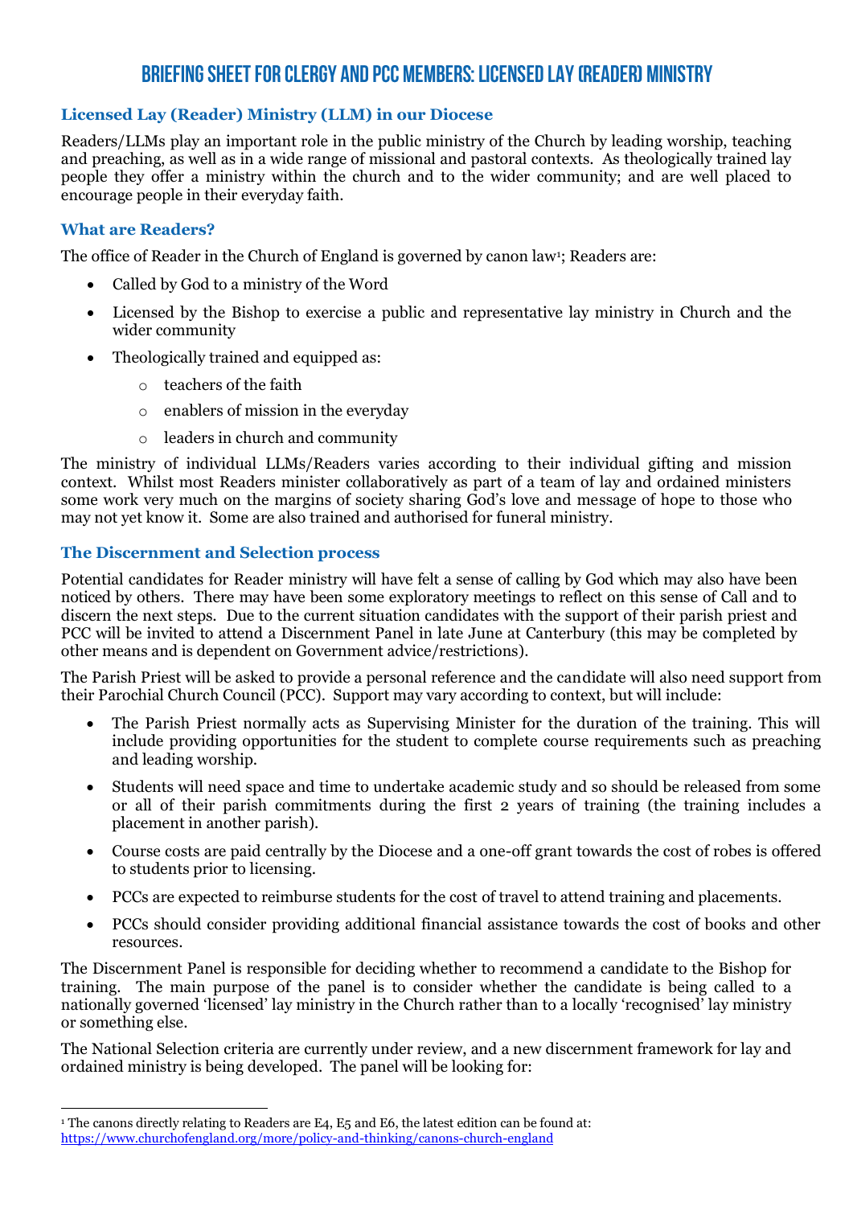# Briefing Sheet for Clergy and PCC Members: Licensed Lay (Reader) Ministry

## Licensed Lay (Reader) Ministry (LLM) in our Diocese

Readers/LLMs play an important role in the public ministry of the Church by leading worship, teaching and preaching, as well as in a wide range of missional and pastoral contexts. As theologically trained lay people they offer a ministry within the church and to the wider community; and are well placed to encourage people in their everyday faith.

## What are Readers?

The office of Reader in the Church of England is governed by canon law[1]; Readers are:

- Called by God to a ministry of the Word
- Licensed by the Bishop to exercise a public and representative lay ministry in Church and the wider community
- Theologically trained and equipped as:
  - teachers of the faith
  - enablers of mission in the everyday
  - leaders in church and community

The ministry of individual LLMs/Readers varies according to their individual gifting and mission context. Whilst most Readers minister collaboratively as part of a team of lay and ordained ministers some work very much on the margins of society sharing God's love and message of hope to those who may not yet know it. Some are also trained and authorised for funeral ministry.

## The Discernment and Selection process

Potential candidates for Reader ministry will have felt a sense of calling by God which may also have been noticed by others. There may have been some exploratory meetings to reflect on this sense of Call and to discern the next steps. Due to the current situation candidates with the support of their parish priest and PCC will be invited to attend a Discernment Panel in late June at Canterbury (this may be completed by other means and is dependent on Government advice/restrictions).

The Parish Priest will be asked to provide a personal reference and the candidate will also need support from their Parochial Church Council (PCC). Support may vary according to context, but will include:

- The Parish Priest normally acts as Supervising Minister for the duration of the training. This will include providing opportunities for the student to complete course requirements such as preaching and leading worship.
- Students will need space and time to undertake academic study and so should be released from some or all of their parish commitments during the first 2 years of training (the training includes a placement in another parish).
- Course costs are paid centrally by the Diocese and a one-off grant towards the cost of robes is offered to students prior to licensing.
- PCCs are expected to reimburse students for the cost of travel to attend training and placements.
- PCCs should consider providing additional financial assistance towards the cost of books and other resources.

The Discernment Panel is responsible for deciding whether to recommend a candidate to the Bishop for training. The main purpose of the panel is to consider whether the candidate is being called to a nationally governed 'licensed' lay ministry in the Church rather than to a locally 'recognised' lay ministry or something else.

The National Selection criteria are currently under review, and a new discernment framework for lay and ordained ministry is being developed. The panel will be looking for:

---

[1] The canons directly relating to Readers are E4, E5 and E6, the latest edition can be found at: https://www.churchofengland.org/more/policy-and-thinking/canons-church-england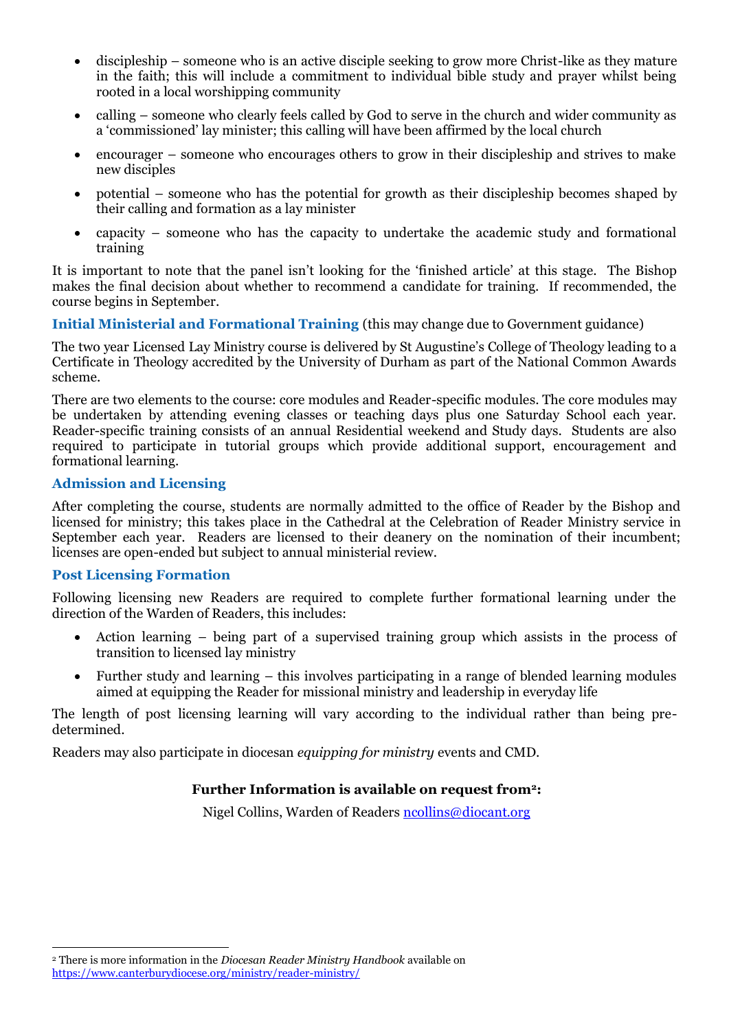- discipleship – someone who is an active disciple seeking to grow more Christ-like as they mature in the faith; this will include a commitment to individual bible study and prayer whilst being rooted in a local worshipping community
- calling – someone who clearly feels called by God to serve in the church and wider community as a 'commissioned' lay minister; this calling will have been affirmed by the local church
- encourager – someone who encourages others to grow in their discipleship and strives to make new disciples
- potential – someone who has the potential for growth as their discipleship becomes shaped by their calling and formation as a lay minister
- capacity – someone who has the capacity to undertake the academic study and formational training

It is important to note that the panel isn't looking for the 'finished article' at this stage. The Bishop makes the final decision about whether to recommend a candidate for training. If recommended, the course begins in September.

### Initial Ministerial and Formational Training (this may change due to Government guidance)

The two year Licensed Lay Ministry course is delivered by St Augustine's College of Theology leading to a Certificate in Theology accredited by the University of Durham as part of the National Common Awards scheme.

There are two elements to the course: core modules and Reader-specific modules. The core modules may be undertaken by attending evening classes or teaching days plus one Saturday School each year. Reader-specific training consists of an annual Residential weekend and Study days. Students are also required to participate in tutorial groups which provide additional support, encouragement and formational learning.

### Admission and Licensing

After completing the course, students are normally admitted to the office of Reader by the Bishop and licensed for ministry; this takes place in the Cathedral at the Celebration of Reader Ministry service in September each year. Readers are licensed to their deanery on the nomination of their incumbent; licenses are open-ended but subject to annual ministerial review.

### Post Licensing Formation

Following licensing new Readers are required to complete further formational learning under the direction of the Warden of Readers, this includes:

- Action learning – being part of a supervised training group which assists in the process of transition to licensed lay ministry
- Further study and learning – this involves participating in a range of blended learning modules aimed at equipping the Reader for missional ministry and leadership in everyday life

The length of post licensing learning will vary according to the individual rather than being pre-determined.

Readers may also participate in diocesan *equipping for ministry* events and CMD.

**Further Information is available on request from[2]:**

Nigel Collins, Warden of Readers ncollins@diocant.org

[2] There is more information in the *Diocesan Reader Ministry Handbook* available on https://www.canterburydiocese.org/ministry/reader-ministry/